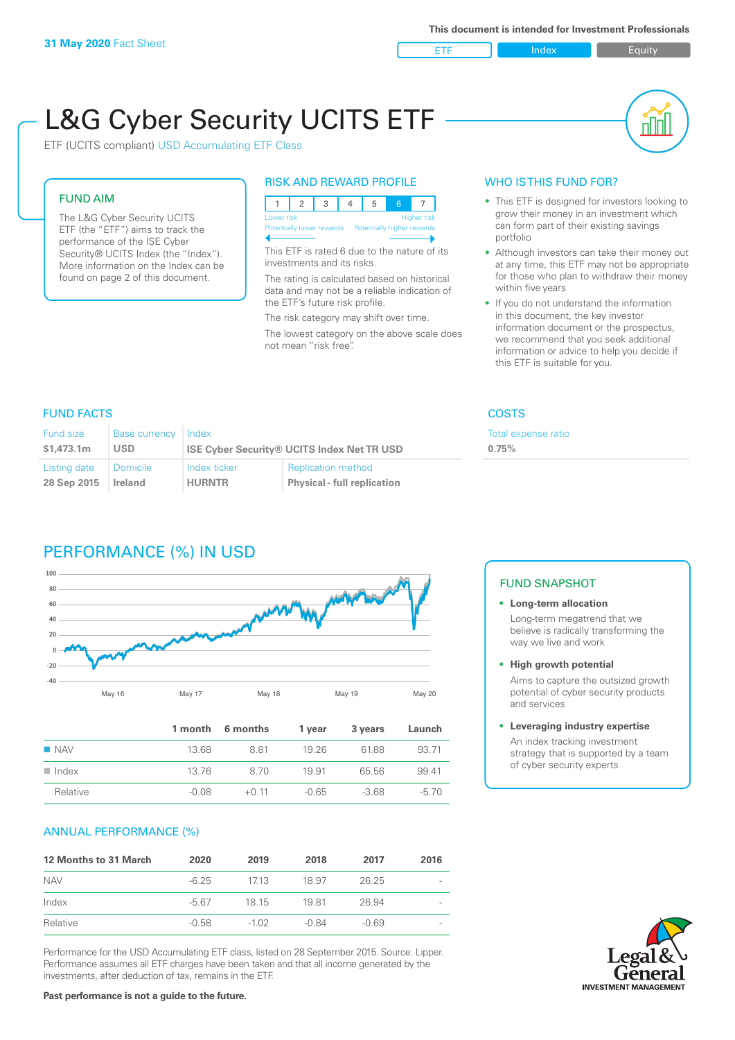**31 May 2020** Fact Sheet

This document is intended for Investment Professionals

ETF | Index | Equity

# L&G Cyber Security UCITS ETF

ETF (UCITS compliant) USD Accumulating ETF Class

## FUND AIM

The L&G Cyber Security UCITS ETF (the "ETF") aims to track the performance of the ISE Cyber Security® UCITS Index (the "Index"). More information on the Index can be found on page 2 of this document.

## RISK AND REWARD PROFILE

| 1 | 2 | 3 | 4 | 5 | 6 | 7 |
|---|---|---|---|---|---|---|

Lower risk — Higher risk
Potentially lower rewards — Potentially higher rewards

This ETF is rated 6 due to the nature of its investments and its risks.

The rating is calculated based on historical data and may not be a reliable indication of the ETF's future risk profile.

The risk category may shift over time.

The lowest category on the above scale does not mean "risk free".

## WHO IS THIS FUND FOR?

- This ETF is designed for investors looking to grow their money in an investment which can form part of their existing savings portfolio
- Although investors can take their money out at any time, this ETF may not be appropriate for those who plan to withdraw their money within five years
- If you do not understand the information in this document, the key investor information document or the prospectus, we recommend that you seek additional information or advice to help you decide if this ETF is suitable for you.

## FUND FACTS

| Fund size | Base currency | Index | |
|---|---|---|---|
| $1,473.1m | USD | ISE Cyber Security® UCITS Index Net TR USD | |
| **Listing date** | **Domicile** | **Index ticker** | **Replication method** |
| 28 Sep 2015 | Ireland | HURNTR | Physical - full replication |

## COSTS

| Total expense ratio |
|---|
| 0.75% |

## PERFORMANCE (%) IN USD

| | 1 month | 6 months | 1 year | 3 years | Launch |
|---|---|---|---|---|---|
| NAV | 13.68 | 8.81 | 19.26 | 61.88 | 93.71 |
| Index | 13.76 | 8.70 | 19.91 | 65.56 | 99.41 |
| Relative | -0.08 | +0.11 | -0.65 | -3.68 | -5.70 |

## FUND SNAPSHOT

- **Long-term allocation**
  Long-term megatrend that we believe is radically transforming the way we live and work
- **High growth potential**
  Aims to capture the outsized growth potential of cyber security products and services
- **Leveraging industry expertise**
  An index tracking investment strategy that is supported by a team of cyber security experts

## ANNUAL PERFORMANCE (%)

| 12 Months to 31 March | 2020 | 2019 | 2018 | 2017 | 2016 |
|---|---|---|---|---|---|
| NAV | -6.25 | 17.13 | 18.97 | 26.25 | - |
| Index | -5.67 | 18.15 | 19.81 | 26.94 | - |
| Relative | -0.58 | -1.02 | -0.84 | -0.69 | - |

Performance for the USD Accumulating ETF class, listed on 28 September 2015. Source: Lipper. Performance assumes all ETF charges have been taken and that all income generated by the investments, after deduction of tax, remains in the ETF.

**Past performance is not a guide to the future.**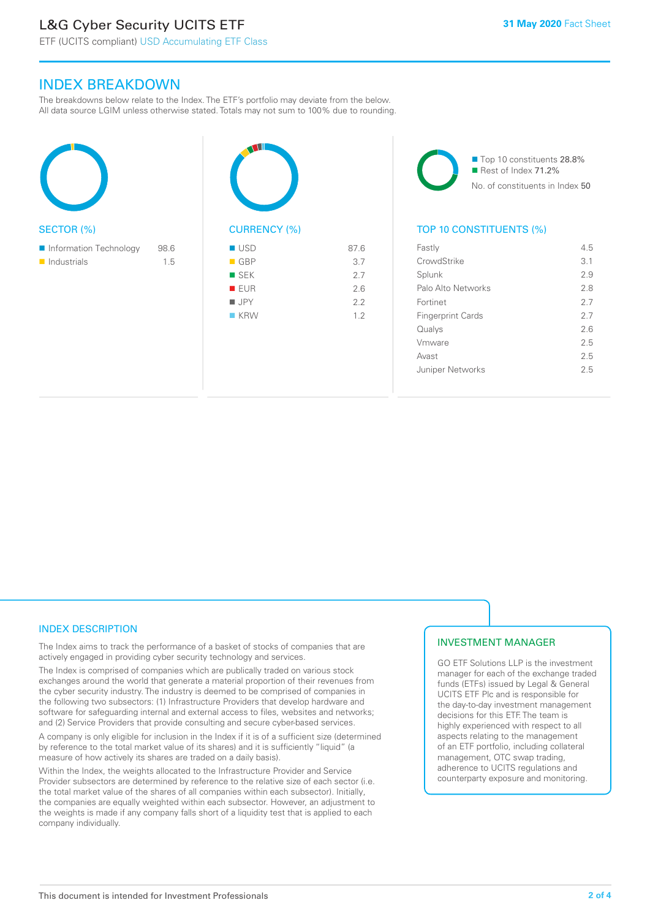# INDEX BREAKDOWN

The breakdowns below relate to the Index. The ETF's portfolio may deviate from the below. All data source LGIM unless otherwise stated. Totals may not sum to 100% due to rounding.

## SECTOR (%)

| Sector | % |
|---|---|
| Information Technology | 98.6 |
| Industrials | 1.5 |

## CURRENCY (%)

| Currency | % |
|---|---|
| USD | 87.6 |
| GBP | 3.7 |
| SEK | 2.7 |
| EUR | 2.6 |
| JPY | 2.2 |
| KRW | 1.2 |

Top 10 constituents 28.8%
Rest of Index 71.2%
No. of constituents in Index 50

## TOP 10 CONSTITUENTS (%)

| Constituent | % |
|---|---|
| Fastly | 4.5 |
| CrowdStrike | 3.1 |
| Splunk | 2.9 |
| Palo Alto Networks | 2.8 |
| Fortinet | 2.7 |
| Fingerprint Cards | 2.7 |
| Qualys | 2.6 |
| Vmware | 2.5 |
| Avast | 2.5 |
| Juniper Networks | 2.5 |

## INDEX DESCRIPTION

The Index aims to track the performance of a basket of stocks of companies that are actively engaged in providing cyber security technology and services.

The Index is comprised of companies which are publically traded on various stock exchanges around the world that generate a material proportion of their revenues from the cyber security industry. The industry is deemed to be comprised of companies in the following two subsectors: (1) Infrastructure Providers that develop hardware and software for safeguarding internal and external access to files, websites and networks; and (2) Service Providers that provide consulting and secure cyber-based services.

A company is only eligible for inclusion in the Index if it is of a sufficient size (determined by reference to the total market value of its shares) and it is sufficiently "liquid" (a measure of how actively its shares are traded on a daily basis).

Within the Index, the weights allocated to the Infrastructure Provider and Service Provider subsectors are determined by reference to the relative size of each sector (i.e. the total market value of the shares of all companies within each subsector). Initially, the companies are equally weighted within each subsector. However, an adjustment to the weights is made if any company falls short of a liquidity test that is applied to each company individually.

## INVESTMENT MANAGER

GO ETF Solutions LLP is the investment manager for each of the exchange traded funds (ETFs) issued by Legal & General UCITS ETF Plc and is responsible for the day-to-day investment management decisions for this ETF. The team is highly experienced with respect to all aspects relating to the management of an ETF portfolio, including collateral management, OTC swap trading, adherence to UCITS regulations and counterparty exposure and monitoring.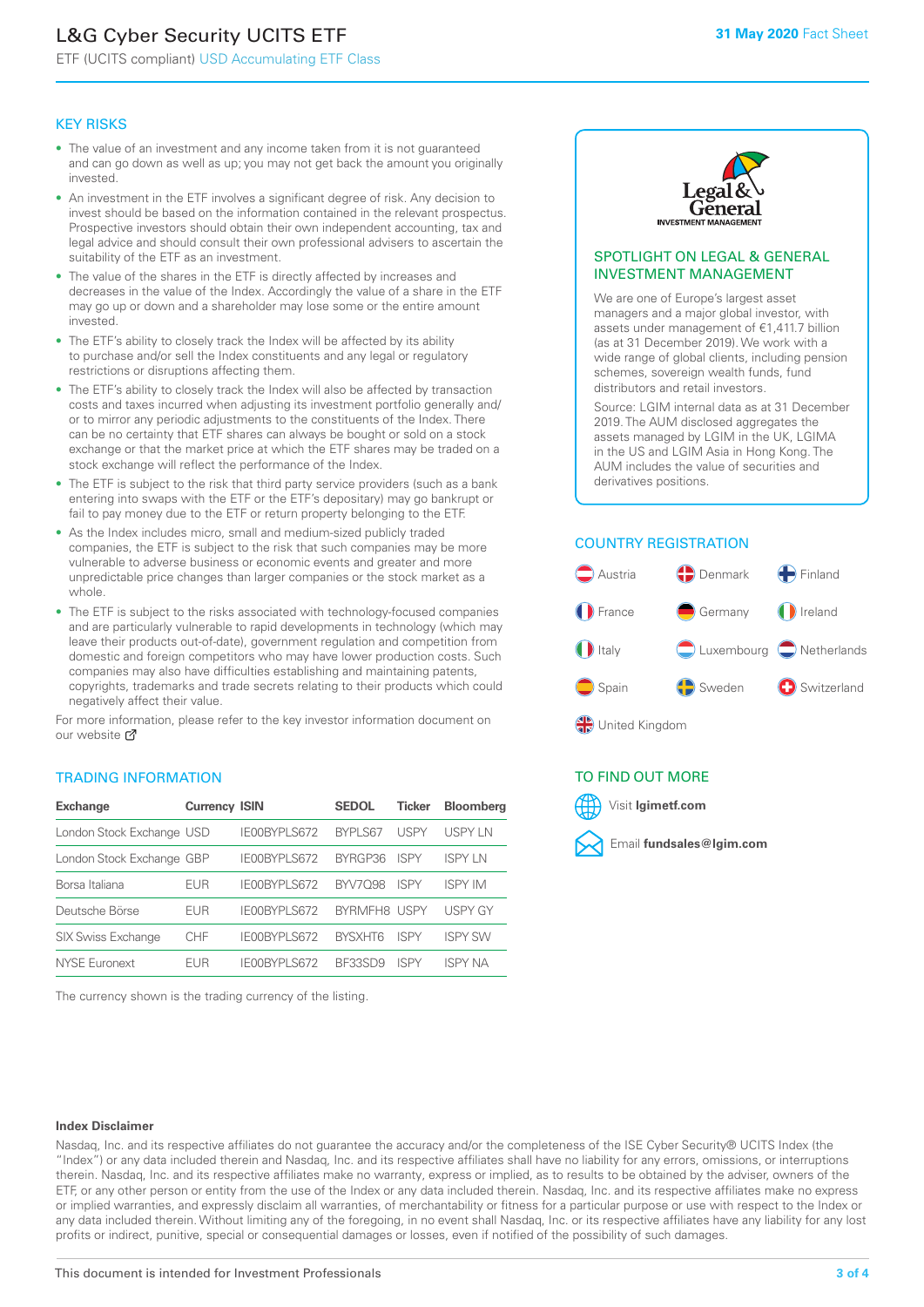# L&G Cyber Security UCITS ETF

ETF (UCITS compliant) USD Accumulating ETF Class

**31 May 2020** Fact Sheet

## KEY RISKS

- The value of an investment and any income taken from it is not guaranteed and can go down as well as up; you may not get back the amount you originally invested.
- An investment in the ETF involves a significant degree of risk. Any decision to invest should be based on the information contained in the relevant prospectus. Prospective investors should obtain their own independent accounting, tax and legal advice and should consult their own professional advisers to ascertain the suitability of the ETF as an investment.
- The value of the shares in the ETF is directly affected by increases and decreases in the value of the Index. Accordingly the value of a share in the ETF may go up or down and a shareholder may lose some or the entire amount invested.
- The ETF's ability to closely track the Index will be affected by its ability to purchase and/or sell the Index constituents and any legal or regulatory restrictions or disruptions affecting them.
- The ETF's ability to closely track the Index will also be affected by transaction costs and taxes incurred when adjusting its investment portfolio generally and/or to mirror any periodic adjustments to the constituents of the Index. There can be no certainty that ETF shares can always be bought or sold on a stock exchange or that the market price at which the ETF shares may be traded on a stock exchange will reflect the performance of the Index.
- The ETF is subject to the risk that third party service providers (such as a bank entering into swaps with the ETF or the ETF's depositary) may go bankrupt or fail to pay money due to the ETF or return property belonging to the ETF.
- As the Index includes micro, small and medium-sized publicly traded companies, the ETF is subject to the risk that such companies may be more vulnerable to adverse business or economic events and greater and more unpredictable price changes than larger companies or the stock market as a whole.
- The ETF is subject to the risks associated with technology-focused companies and are particularly vulnerable to rapid developments in technology (which may leave their products out-of-date), government regulation and competition from domestic and foreign competitors who may have lower production costs. Such companies may also have difficulties establishing and maintaining patents, copyrights, trademarks and trade secrets relating to their products which could negatively affect their value.

For more information, please refer to the key investor information document on our website

## TRADING INFORMATION

| Exchange | Currency | ISIN | SEDOL | Ticker | Bloomberg |
|---|---|---|---|---|---|
| London Stock Exchange | USD | IE00BYPLS672 | BYPLS67 | USPY | USPY LN |
| London Stock Exchange | GBP | IE00BYPLS672 | BYRGP36 | ISPY | ISPY LN |
| Borsa Italiana | EUR | IE00BYPLS672 | BYV7Q98 | ISPY | ISPY IM |
| Deutsche Börse | EUR | IE00BYPLS672 | BYRMFH8 | USPY | USPY GY |
| SIX Swiss Exchange | CHF | IE00BYPLS672 | BYSXHT6 | ISPY | ISPY SW |
| NYSE Euronext | EUR | IE00BYPLS672 | BF33SD9 | ISPY | ISPY NA |

The currency shown is the trading currency of the listing.

## SPOTLIGHT ON LEGAL & GENERAL INVESTMENT MANAGEMENT

We are one of Europe's largest asset managers and a major global investor, with assets under management of €1,411.7 billion (as at 31 December 2019). We work with a wide range of global clients, including pension schemes, sovereign wealth funds, fund distributors and retail investors.

Source: LGIM internal data as at 31 December 2019. The AUM disclosed aggregates the assets managed by LGIM in the UK, LGIMA in the US and LGIM Asia in Hong Kong. The AUM includes the value of securities and derivatives positions.

## COUNTRY REGISTRATION

Austria, Denmark, Finland, France, Germany, Ireland, Italy, Luxembourg, Netherlands, Spain, Sweden, Switzerland, United Kingdom

## TO FIND OUT MORE

Visit **lgimetf.com**

Email **fundsales@lgim.com**

**Index Disclaimer**

Nasdaq, Inc. and its respective affiliates do not guarantee the accuracy and/or the completeness of the ISE Cyber Security® UCITS Index (the "Index") or any data included therein and Nasdaq, Inc. and its respective affiliates shall have no liability for any errors, omissions, or interruptions therein. Nasdaq, Inc. and its respective affiliates make no warranty, express or implied, as to results to be obtained by the adviser, owners of the ETF, or any other person or entity from the use of the Index or any data included therein. Nasdaq, Inc. and its respective affiliates make no express or implied warranties, and expressly disclaim all warranties, of merchantability or fitness for a particular purpose or use with respect to the Index or any data included therein. Without limiting any of the foregoing, in no event shall Nasdaq, Inc. or its respective affiliates have any liability for any lost profits or indirect, punitive, special or consequential damages or losses, even if notified of the possibility of such damages.

This document is intended for Investment Professionals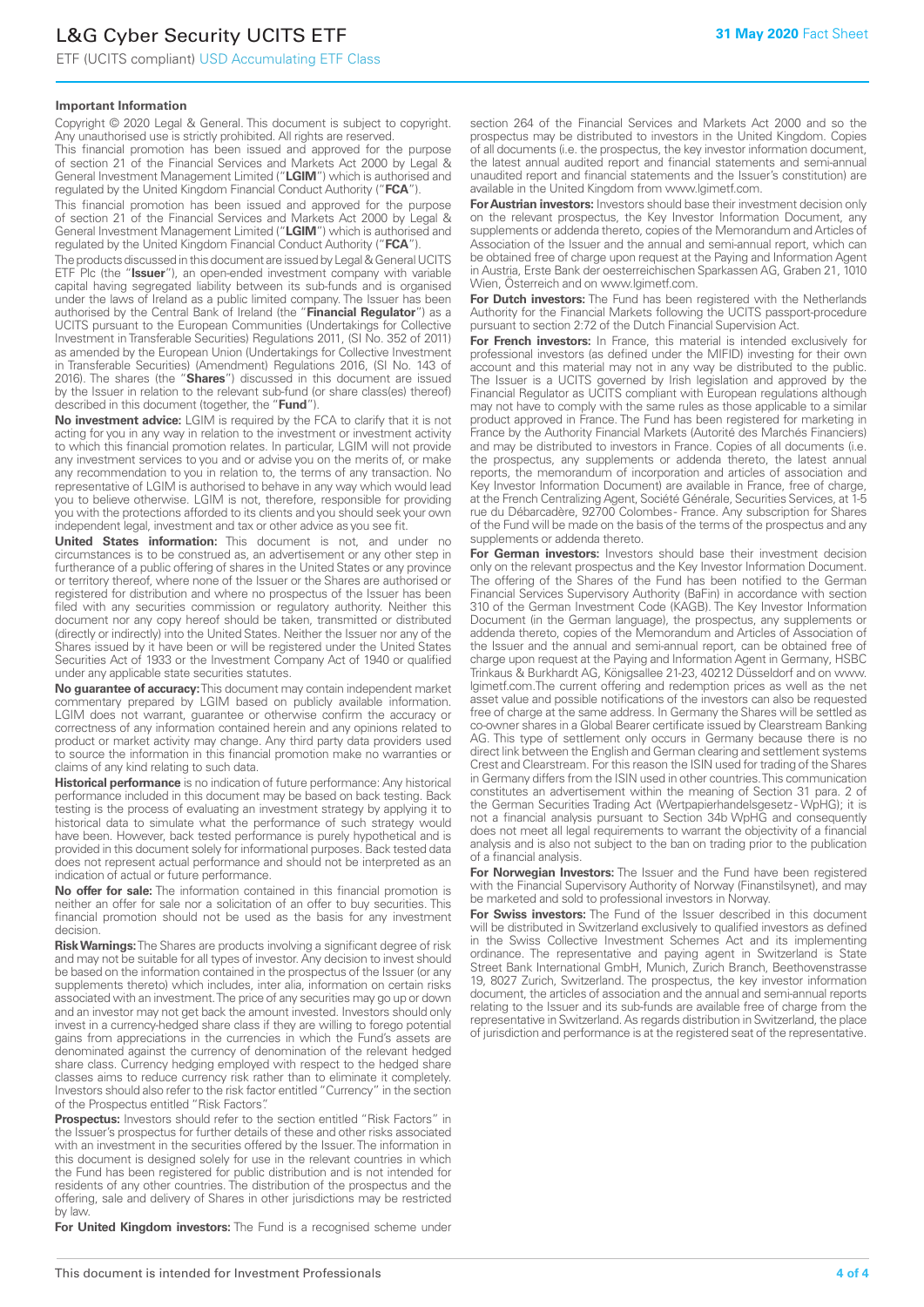### Important Information

Copyright © 2020 Legal & General. This document is subject to copyright. Any unauthorised use is strictly prohibited. All rights are reserved.

This financial promotion has been issued and approved for the purpose of section 21 of the Financial Services and Markets Act 2000 by Legal & General Investment Management Limited ("**LGIM**") which is authorised and regulated by the United Kingdom Financial Conduct Authority ("**FCA**").

This financial promotion has been issued and approved for the purpose of section 21 of the Financial Services and Markets Act 2000 by Legal & General Investment Management Limited ("**LGIM**") which is authorised and regulated by the United Kingdom Financial Conduct Authority ("**FCA**").

The products discussed in this document are issued by Legal & General UCITS ETF Plc (the "**Issuer**"), an open-ended investment company with variable capital having segregated liability between its sub-funds and is organised under the laws of Ireland as a public limited company. The Issuer has been authorised by the Central Bank of Ireland (the "**Financial Regulator**") as a UCITS pursuant to the European Communities (Undertakings for Collective Investment in Transferable Securities) Regulations 2011, (SI No. 352 of 2011) as amended by the European Union (Undertakings for Collective Investment in Transferable Securities) (Amendment) Regulations 2016, (SI No. 143 of 2016). The shares (the "**Shares**") discussed in this document are issued by the Issuer in relation to the relevant sub-fund (or share class(es) thereof) described in this document (together, the "**Fund**").

**No investment advice:** LGIM is required by the FCA to clarify that it is not acting for you in any way in relation to the investment or investment activity to which this financial promotion relates. In particular, LGIM will not provide any investment services to you and or advise you on the merits of, or make any recommendation to you in relation to, the terms of any transaction. No representative of LGIM is authorised to behave in any way which would lead you to believe otherwise. LGIM is not, therefore, responsible for providing you with the protections afforded to its clients and you should seek your own independent legal, investment and tax or other advice as you see fit.

**United States information:** This document is not, and under no circumstances is to be construed as, an advertisement or any other step in furtherance of a public offering of shares in the United States or any province or territory thereof, where none of the Issuer or the Shares are authorised or registered for distribution and where no prospectus of the Issuer has been filed with any securities commission or regulatory authority. Neither this document nor any copy hereof should be taken, transmitted or distributed (directly or indirectly) into the United States. Neither the Issuer nor any of the Shares issued by it have been or will be registered under the United States Securities Act of 1933 or the Investment Company Act of 1940 or qualified under any applicable state securities statutes.

**No guarantee of accuracy:** This document may contain independent market commentary prepared by LGIM based on publicly available information. LGIM does not warrant, guarantee or otherwise confirm the accuracy or correctness of any information contained herein and any opinions related to product or market activity may change. Any third party data providers used to source the information in this financial promotion make no warranties or claims of any kind relating to such data.

**Historical performance** is no indication of future performance: Any historical performance included in this document may be based on back testing. Back testing is the process of evaluating an investment strategy by applying it to historical data to simulate what the performance of such strategy would have been. However, back tested performance is purely hypothetical and is provided in this document solely for informational purposes. Back tested data does not represent actual performance and should not be interpreted as an indication of actual or future performance.

**No offer for sale:** The information contained in this financial promotion is neither an offer for sale nor a solicitation of an offer to buy securities. This financial promotion should not be used as the basis for any investment decision.

**Risk Warnings:** The Shares are products involving a significant degree of risk and may not be suitable for all types of investor. Any decision to invest should be based on the information contained in the prospectus of the Issuer (or any supplements thereto) which includes, inter alia, information on certain risks associated with an investment. The price of any securities may go up or down and an investor may not get back the amount invested. Investors should only invest in a currency-hedged share class if they are willing to forego potential gains from appreciations in the currencies in which the Fund's assets are denominated against the currency of denomination of the relevant hedged share class. Currency hedging employed with respect to the hedged share classes aims to reduce currency risk rather than to eliminate it completely. Investors should also refer to the risk factor entitled "Currency" in the section of the Prospectus entitled "Risk Factors".

**Prospectus:** Investors should refer to the section entitled "Risk Factors" in the Issuer's prospectus for further details of these and other risks associated with an investment in the securities offered by the Issuer. The information in this document is designed solely for use in the relevant countries in which the Fund has been registered for public distribution and is not intended for residents of any other countries. The distribution of the prospectus and the offering, sale and delivery of Shares in other jurisdictions may be restricted by law.

**For United Kingdom investors:** The Fund is a recognised scheme under section 264 of the Financial Services and Markets Act 2000 and so the prospectus may be distributed to investors in the United Kingdom. Copies of all documents (i.e. the prospectus, the key investor information document, the latest annual audited report and financial statements and semi-annual unaudited report and financial statements and the Issuer's constitution) are available in the United Kingdom from www.lgimetf.com.

**For Austrian investors:** Investors should base their investment decision only on the relevant prospectus, the Key Investor Information Document, any supplements or addenda thereto, copies of the Memorandum and Articles of Association of the Issuer and the annual and semi-annual report, which can be obtained free of charge upon request at the Paying and Information Agent in Austria, Erste Bank der oesterreichischen Sparkassen AG, Graben 21, 1010 Wien, Österreich and on www.lgimetf.com.

**For Dutch investors:** The Fund has been registered with the Netherlands Authority for the Financial Markets following the UCITS passport-procedure pursuant to section 2:72 of the Dutch Financial Supervision Act.

**For French investors:** In France, this material is intended exclusively for professional investors (as defined under the MIFID) investing for their own account and this material may not in any way be distributed to the public. The Issuer is a UCITS governed by Irish legislation and approved by the Financial Regulator as UCITS compliant with European regulations although may not have to comply with the same rules as those applicable to a similar product approved in France. The Fund has been registered for marketing in France by the Authority Financial Markets (Autorité des Marchés Financiers) and may be distributed to investors in France. Copies of all documents (i.e. the prospectus, any supplements or addenda thereto, the latest annual reports, the memorandum of incorporation and articles of association and Key Investor Information Document) are available in France, free of charge, at the French Centralizing Agent, Société Générale, Securities Services, at 1-5 rue du Débarcadère, 92700 Colombes - France. Any subscription for Shares of the Fund will be made on the basis of the terms of the prospectus and any supplements or addenda thereto.

**For German investors:** Investors should base their investment decision only on the relevant prospectus and the Key Investor Information Document. The offering of the Shares of the Fund has been notified to the German Financial Services Supervisory Authority (BaFin) in accordance with section 310 of the German Investment Code (KAGB). The Key Investor Information Document (in the German language), the prospectus, any supplements or addenda thereto, copies of the Memorandum and Articles of Association of the Issuer and the annual and semi-annual report, can be obtained free of charge upon request at the Paying and Information Agent in Germany, HSBC Trinkaus & Burkhardt AG, Königsallee 21-23, 40212 Düsseldorf and on www.lgimetf.com.The current offering and redemption prices as well as the net asset value and possible notifications of the investors can also be requested free of charge at the same address. In Germany the Shares will be settled as co-owner shares in a Global Bearer certificate issued by Clearstream Banking AG. This type of settlement only occurs in Germany because there is no direct link between the English and German clearing and settlement systems Crest and Clearstream. For this reason the ISIN used for trading of the Shares in Germany differs from the ISIN used in other countries. This communication constitutes an advertisement within the meaning of Section 31 para. 2 of the German Securities Trading Act (Wertpapierhandelsgesetz - WpHG); it is not a financial analysis pursuant to Section 34b WpHG and consequently does not meet all legal requirements to warrant the objectivity of a financial analysis and is also not subject to the ban on trading prior to the publication of a financial analysis.

**For Norwegian Investors:** The Issuer and the Fund have been registered with the Financial Supervisory Authority of Norway (Finanstilsynet), and may be marketed and sold to professional investors in Norway.

**For Swiss investors:** The Fund of the Issuer described in this document will be distributed in Switzerland exclusively to qualified investors as defined in the Swiss Collective Investment Schemes Act and its implementing ordinance. The representative and paying agent in Switzerland is State Street Bank International GmbH, Munich, Zurich Branch, Beethovenstrasse 19, 8027 Zurich, Switzerland. The prospectus, the key investor information document, the articles of association and the annual and semi-annual reports relating to the Issuer and its sub-funds are available free of charge from the representative in Switzerland. As regards distribution in Switzerland, the place of jurisdiction and performance is at the registered seat of the representative.